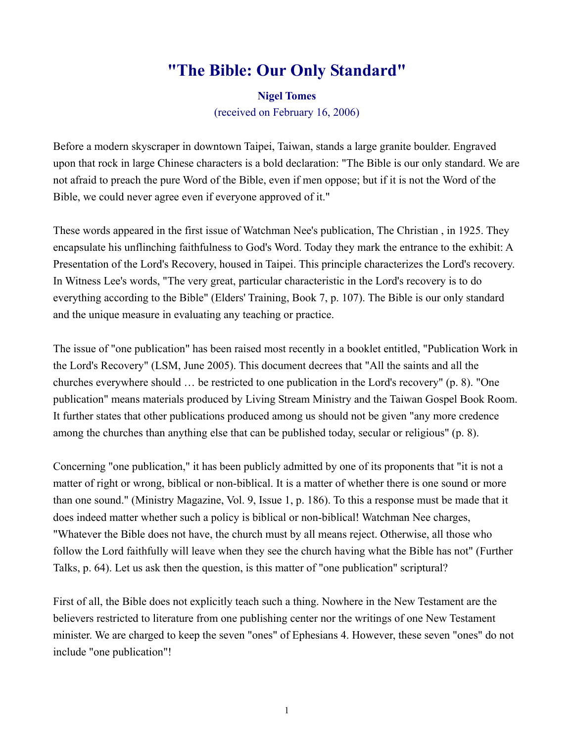# "The Bible: Our Only Standard"

**Nigel Tomes**

(received on February 16, 2006)

Before a modern skyscraper in downtown Taipei, Taiwan, stands a large granite boulder. Engraved upon that rock in large Chinese characters is a bold declaration: "The Bible is our only standard. We are not afraid to preach the pure Word of the Bible, even if men oppose; but if it is not the Word of the Bible, we could never agree even if everyone approved of it."

These words appeared in the first issue of Watchman Nee's publication, The Christian , in 1925. They encapsulate his unflinching faithfulness to God's Word. Today they mark the entrance to the exhibit: A Presentation of the Lord's Recovery, housed in Taipei. This principle characterizes the Lord's recovery. In Witness Lee's words, "The very great, particular characteristic in the Lord's recovery is to do everything according to the Bible" (Elders' Training, Book 7, p. 107). The Bible is our only standard and the unique measure in evaluating any teaching or practice.

The issue of "one publication" has been raised most recently in a booklet entitled, "Publication Work in the Lord's Recovery" (LSM, June 2005). This document decrees that "All the saints and all the churches everywhere should … be restricted to one publication in the Lord's recovery" (p. 8). "One publication" means materials produced by Living Stream Ministry and the Taiwan Gospel Book Room. It further states that other publications produced among us should not be given "any more credence among the churches than anything else that can be published today, secular or religious" (p. 8).

Concerning "one publication," it has been publicly admitted by one of its proponents that "it is not a matter of right or wrong, biblical or non-biblical. It is a matter of whether there is one sound or more than one sound." (Ministry Magazine, Vol. 9, Issue 1, p. 186). To this a response must be made that it does indeed matter whether such a policy is biblical or non-biblical! Watchman Nee charges, "Whatever the Bible does not have, the church must by all means reject. Otherwise, all those who follow the Lord faithfully will leave when they see the church having what the Bible has not" (Further Talks, p. 64). Let us ask then the question, is this matter of "one publication" scriptural?

First of all, the Bible does not explicitly teach such a thing. Nowhere in the New Testament are the believers restricted to literature from one publishing center nor the writings of one New Testament minister. We are charged to keep the seven "ones" of Ephesians 4. However, these seven "ones" do not include "one publication"!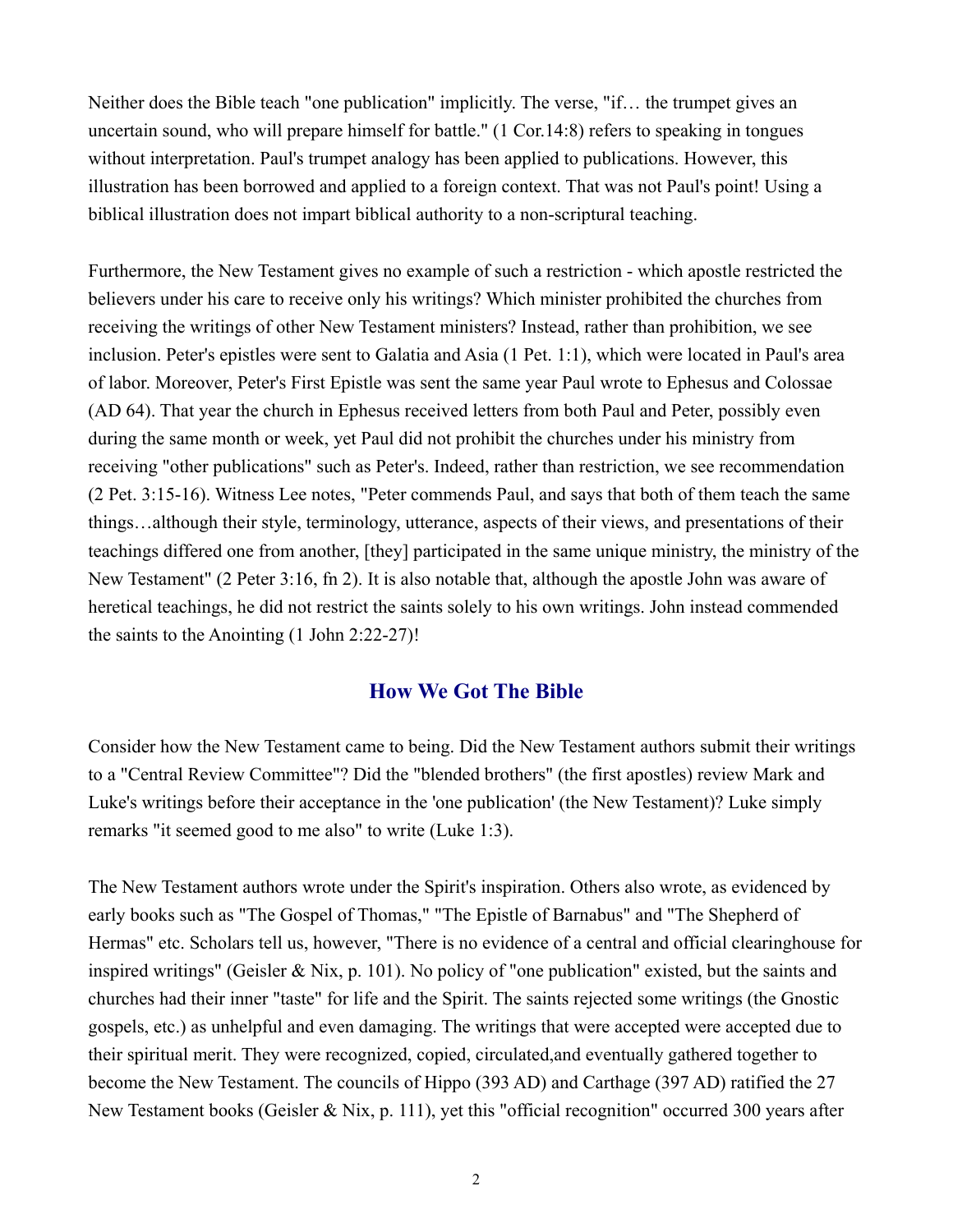Neither does the Bible teach "one publication" implicitly. The verse, "if… the trumpet gives an uncertain sound, who will prepare himself for battle." (1 Cor.14:8) refers to speaking in tongues without interpretation. Paul's trumpet analogy has been applied to publications. However, this illustration has been borrowed and applied to a foreign context. That was not Paul's point! Using a biblical illustration does not impart biblical authority to a non-scriptural teaching.

Furthermore, the New Testament gives no example of such a restriction - which apostle restricted the believers under his care to receive only his writings? Which minister prohibited the churches from receiving the writings of other New Testament ministers? Instead, rather than prohibition, we see inclusion. Peter's epistles were sent to Galatia and Asia (1 Pet. 1:1), which were located in Paul's area of labor. Moreover, Peter's First Epistle was sent the same year Paul wrote to Ephesus and Colossae (AD 64). That year the church in Ephesus received letters from both Paul and Peter, possibly even during the same month or week, yet Paul did not prohibit the churches under his ministry from receiving "other publications" such as Peter's. Indeed, rather than restriction, we see recommendation (2 Pet. 3:15-16). Witness Lee notes, "Peter commends Paul, and says that both of them teach the same things…although their style, terminology, utterance, aspects of their views, and presentations of their teachings differed one from another, [they] participated in the same unique ministry, the ministry of the New Testament" (2 Peter 3:16, fn 2). It is also notable that, although the apostle John was aware of heretical teachings, he did not restrict the saints solely to his own writings. John instead commended the saints to the Anointing (1 John 2:22-27)!

## How We Got The Bible

Consider how the New Testament came to being. Did the New Testament authors submit their writings to a "Central Review Committee"? Did the "blended brothers" (the first apostles) review Mark and Luke's writings before their acceptance in the 'one publication' (the New Testament)? Luke simply remarks "it seemed good to me also" to write (Luke 1:3).

The New Testament authors wrote under the Spirit's inspiration. Others also wrote, as evidenced by early books such as "The Gospel of Thomas," "The Epistle of Barnabus" and "The Shepherd of Hermas" etc. Scholars tell us, however, "There is no evidence of a central and official clearinghouse for inspired writings" (Geisler & Nix, p. 101). No policy of "one publication" existed, but the saints and churches had their inner "taste" for life and the Spirit. The saints rejected some writings (the Gnostic gospels, etc.) as unhelpful and even damaging. The writings that were accepted were accepted due to their spiritual merit. They were recognized, copied, circulated,and eventually gathered together to become the New Testament. The councils of Hippo (393 AD) and Carthage (397 AD) ratified the 27 New Testament books (Geisler & Nix, p. 111), yet this "official recognition" occurred 300 years after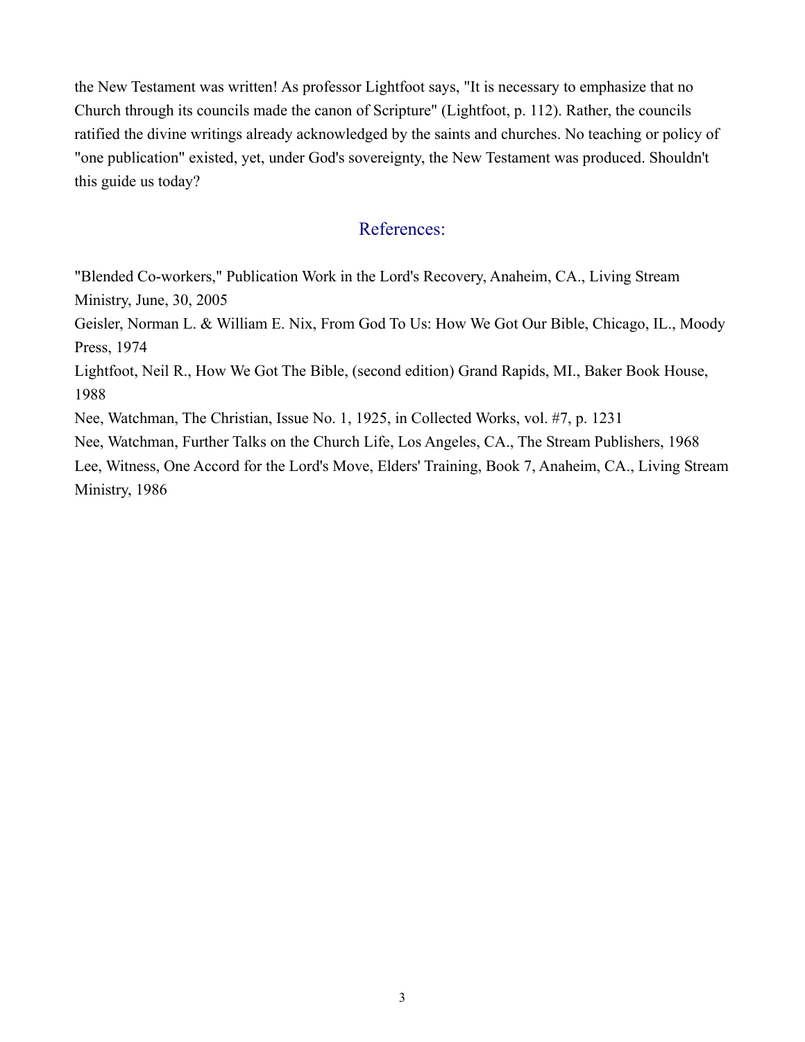the New Testament was written! As professor Lightfoot says, "It is necessary to emphasize that no Church through its councils made the canon of Scripture" (Lightfoot, p. 112). Rather, the councils ratified the divine writings already acknowledged by the saints and churches. No teaching or policy of "one publication" existed, yet, under God's sovereignty, the New Testament was produced. Shouldn't this guide us today?

## References:

"Blended Co-workers," Publication Work in the Lord's Recovery, Anaheim, CA., Living Stream Ministry, June, 30, 2005

Geisler, Norman L. & William E. Nix, From God To Us: How We Got Our Bible, Chicago, IL., Moody Press, 1974

Lightfoot, Neil R., How We Got The Bible, (second edition) Grand Rapids, MI., Baker Book House, 1988

Nee, Watchman, The Christian, Issue No. 1, 1925, in Collected Works, vol. #7, p. 1231

Nee, Watchman, Further Talks on the Church Life, Los Angeles, CA., The Stream Publishers, 1968

Lee, Witness, One Accord for the Lord's Move, Elders' Training, Book 7, Anaheim, CA., Living Stream Ministry, 1986